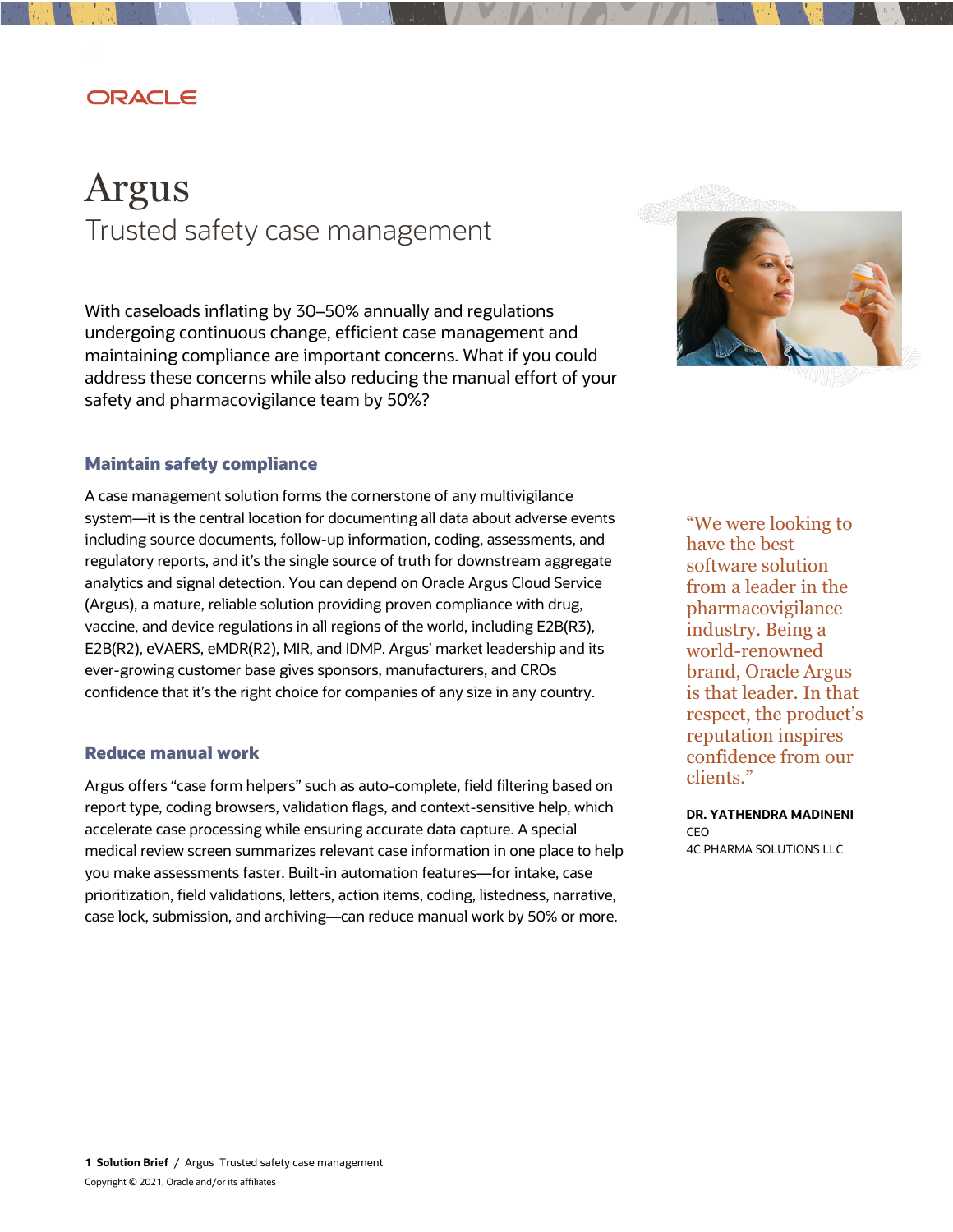ORACLE

# Argus

## Trusted safety case management

With caseloads inflating by 30–50% annually and regulations undergoing continuous change, efficient case management and maintaining compliance are important concerns. What if you could address these concerns while also reducing the manual effort of your safety and pharmacovigilance team by 50%?

### Maintain safety compliance

A case management solution forms the cornerstone of any multivigilance system—it is the central location for documenting all data about adverse events including source documents, follow-up information, coding, assessments, and regulatory reports, and it's the single source of truth for downstream aggregate analytics and signal detection. You can depend on Oracle Argus Cloud Service (Argus), a mature, reliable solution providing proven compliance with drug, vaccine, and device regulations in all regions of the world, including E2B(R3), E2B(R2), eVAERS, eMDR(R2), MIR, and IDMP. Argus' market leadership and its ever-growing customer base gives sponsors, manufacturers, and CROs confidence that it's the right choice for companies of any size in any country.

### Reduce manual work

Argus offers "case form helpers" such as auto-complete, field filtering based on report type, coding browsers, validation flags, and context-sensitive help, which accelerate case processing while ensuring accurate data capture. A special medical review screen summarizes relevant case information in one place to help you make assessments faster. Built-in automation features—for intake, case prioritization, field validations, letters, action items, coding, listedness, narrative, case lock, submission, and archiving—can reduce manual work by 50% or more.

"We were looking to have the best software solution from a leader in the pharmacovigilance industry. Being a world-renowned brand, Oracle Argus is that leader. In that respect, the product's reputation inspires confidence from our clients."

**DR. YATHENDRA MADINENI**
CEO
4C PHARMA SOLUTIONS LLC

Copyright © 2021, Oracle and/or its affiliates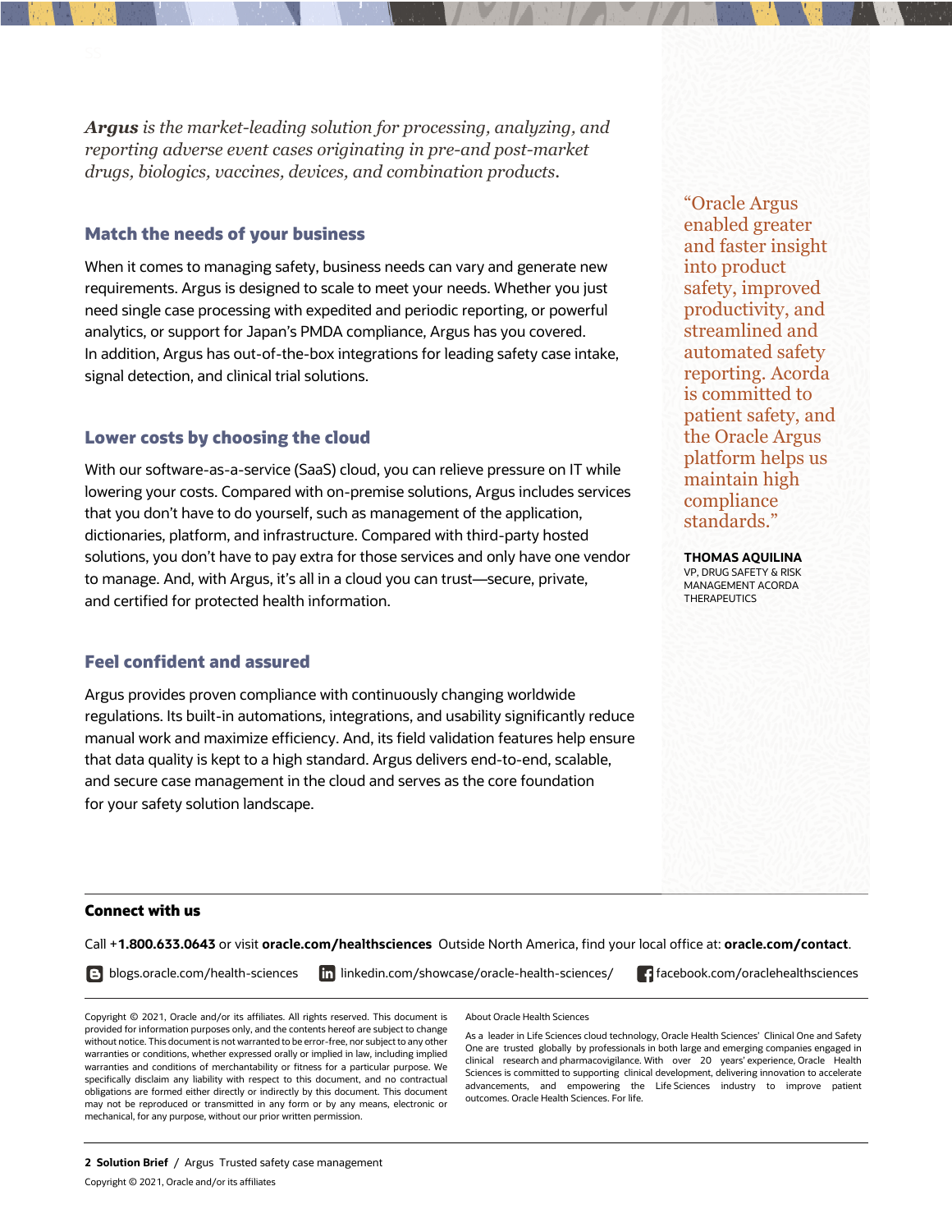***Argus** is the market-leading solution for processing, analyzing, and reporting adverse event cases originating in pre-and post-market drugs, biologics, vaccines, devices, and combination products.*

## Match the needs of your business

When it comes to managing safety, business needs can vary and generate new requirements. Argus is designed to scale to meet your needs. Whether you just need single case processing with expedited and periodic reporting, or powerful analytics, or support for Japan's PMDA compliance, Argus has you covered. In addition, Argus has out-of-the-box integrations for leading safety case intake, signal detection, and clinical trial solutions.

## Lower costs by choosing the cloud

With our software-as-a-service (SaaS) cloud, you can relieve pressure on IT while lowering your costs. Compared with on-premise solutions, Argus includes services that you don't have to do yourself, such as management of the application, dictionaries, platform, and infrastructure. Compared with third-party hosted solutions, you don't have to pay extra for those services and only have one vendor to manage. And, with Argus, it's all in a cloud you can trust—secure, private, and certified for protected health information.

## Feel confident and assured

Argus provides proven compliance with continuously changing worldwide regulations. Its built-in automations, integrations, and usability significantly reduce manual work and maximize efficiency. And, its field validation features help ensure that data quality is kept to a high standard. Argus delivers end-to-end, scalable, and secure case management in the cloud and serves as the core foundation for your safety solution landscape.

> "Oracle Argus enabled greater and faster insight into product safety, improved productivity, and streamlined and automated safety reporting. Acorda is committed to patient safety, and the Oracle Argus platform helps us maintain high compliance standards."
>
> **THOMAS AQUILINA**
> VP, DRUG SAFETY & RISK MANAGEMENT ACORDA THERAPEUTICS

## Connect with us

Call +**1.800.633.0643** or visit **oracle.com/healthsciences** Outside North America, find your local office at: **oracle.com/contact**.

blogs.oracle.com/health-sciences    linkedin.com/showcase/oracle-health-sciences/    facebook.com/oraclehealthsciences

Copyright © 2021, Oracle and/or its affiliates. All rights reserved. This document is provided for information purposes only, and the contents hereof are subject to change without notice. This document is not warranted to be error-free, nor subject to any other warranties or conditions, whether expressed orally or implied in law, including implied warranties and conditions of merchantability or fitness for a particular purpose. We specifically disclaim any liability with respect to this document, and no contractual obligations are formed either directly or indirectly by this document. This document may not be reproduced or transmitted in any form or by any means, electronic or mechanical, for any purpose, without our prior written permission.

About Oracle Health Sciences

As a leader in Life Sciences cloud technology, Oracle Health Sciences' Clinical One and Safety One are trusted globally by professionals in both large and emerging companies engaged in clinical research and pharmacovigilance. With over 20 years' experience, Oracle Health Sciences is committed to supporting clinical development, delivering innovation to accelerate advancements, and empowering the Life Sciences industry to improve patient outcomes. Oracle Health Sciences. For life.